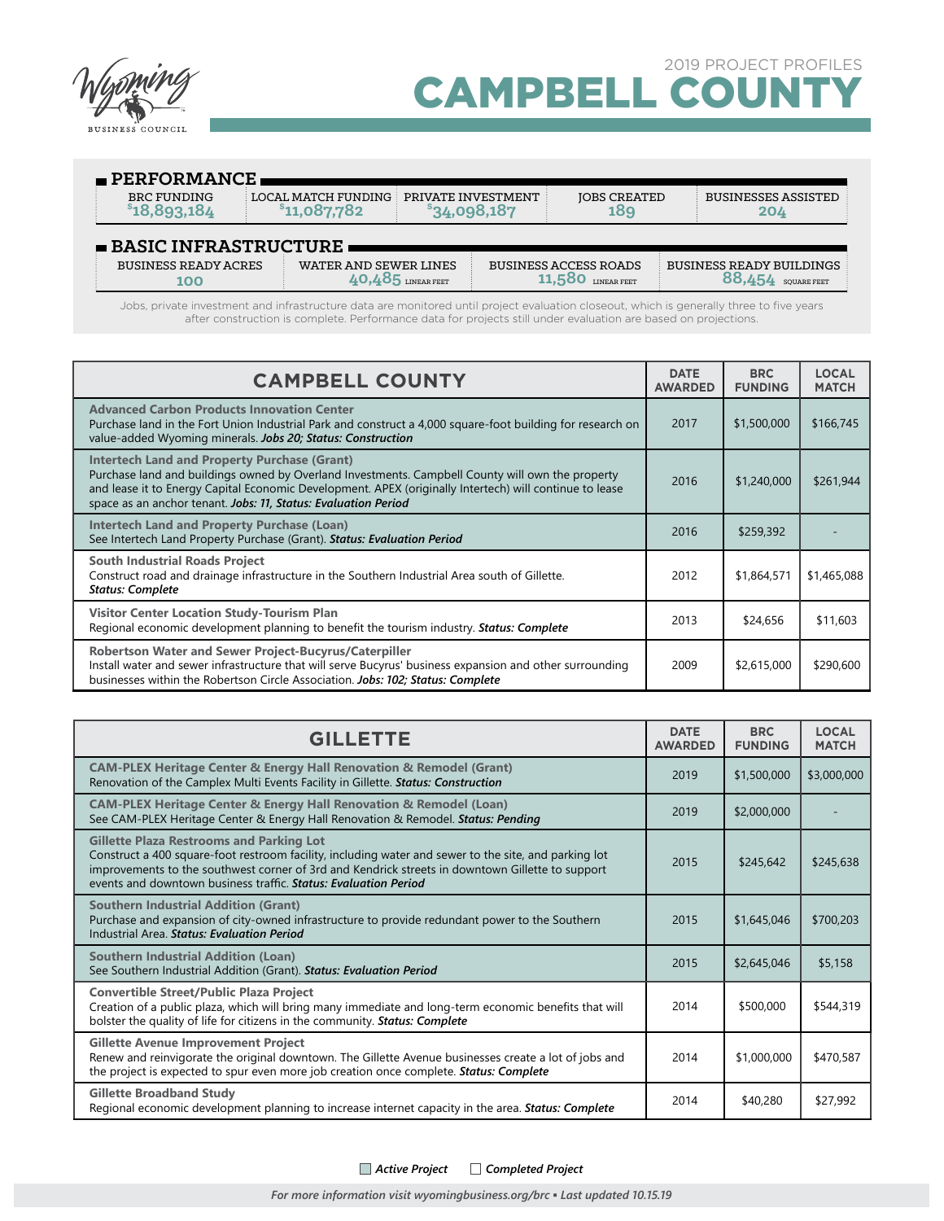2019 PROJECT PROFILES

# CAMPBELL COUNTY

## PERFORMANCE

| BRC FUNDING | LOCAL MATCH FUNDING | PRIVATE INVESTMENT | JOBS CREATED | BUSINESSES ASSISTED |
|---|---|---|---|---|
| $18,893,184 | $11,087,782 | $34,098,187 | 189 | 204 |

## BASIC INFRASTRUCTURE

| BUSINESS READY ACRES | WATER AND SEWER LINES | BUSINESS ACCESS ROADS | BUSINESS READY BUILDINGS |
|---|---|---|---|
| 100 | 40,485 LINEAR FEET | 11,580 LINEAR FEET | 88,454 SQUARE FEET |

Jobs, private investment and infrastructure data are monitored until project evaluation closeout, which is generally three to five years after construction is complete. Performance data for projects still under evaluation are based on projections.

| CAMPBELL COUNTY | DATE AWARDED | BRC FUNDING | LOCAL MATCH |
|---|---|---|---|
| **Advanced Carbon Products Innovation Center** Purchase land in the Fort Union Industrial Park and construct a 4,000 square-foot building for research on value-added Wyoming minerals. ***Jobs 20; Status: Construction*** | 2017 | $1,500,000 | $166,745 |
| **Intertech Land and Property Purchase (Grant)** Purchase land and buildings owned by Overland Investments. Campbell County will own the property and lease it to Energy Capital Economic Development. APEX (originally Intertech) will continue to lease space as an anchor tenant. ***Jobs: 11, Status: Evaluation Period*** | 2016 | $1,240,000 | $261,944 |
| **Intertech Land and Property Purchase (Loan)** See Intertech Land Property Purchase (Grant). ***Status: Evaluation Period*** | 2016 | $259,392 | - |
| **South Industrial Roads Project** Construct road and drainage infrastructure in the Southern Industrial Area south of Gillette. ***Status: Complete*** | 2012 | $1,864,571 | $1,465,088 |
| **Visitor Center Location Study-Tourism Plan** Regional economic development planning to benefit the tourism industry. ***Status: Complete*** | 2013 | $24,656 | $11,603 |
| **Robertson Water and Sewer Project-Bucyrus/Caterpiller** Install water and sewer infrastructure that will serve Bucyrus' business expansion and other surrounding businesses within the Robertson Circle Association. ***Jobs: 102; Status: Complete*** | 2009 | $2,615,000 | $290,600 |

| GILLETTE | DATE AWARDED | BRC FUNDING | LOCAL MATCH |
|---|---|---|---|
| **CAM-PLEX Heritage Center & Energy Hall Renovation & Remodel (Grant)** Renovation of the Camplex Multi Events Facility in Gillette. ***Status: Construction*** | 2019 | $1,500,000 | $3,000,000 |
| **CAM-PLEX Heritage Center & Energy Hall Renovation & Remodel (Loan)** See CAM-PLEX Heritage Center & Energy Hall Renovation & Remodel. ***Status: Pending*** | 2019 | $2,000,000 | - |
| **Gillette Plaza Restrooms and Parking Lot** Construct a 400 square-foot restroom facility, including water and sewer to the site, and parking lot improvements to the southwest corner of 3rd and Kendrick streets in downtown Gillette to support events and downtown business traffic. ***Status: Evaluation Period*** | 2015 | $245,642 | $245,638 |
| **Southern Industrial Addition (Grant)** Purchase and expansion of city-owned infrastructure to provide redundant power to the Southern Industrial Area. ***Status: Evaluation Period*** | 2015 | $1,645,046 | $700,203 |
| **Southern Industrial Addition (Loan)** See Southern Industrial Addition (Grant). ***Status: Evaluation Period*** | 2015 | $2,645,046 | $5,158 |
| **Convertible Street/Public Plaza Project** Creation of a public plaza, which will bring many immediate and long-term economic benefits that will bolster the quality of life for citizens in the community. ***Status: Complete*** | 2014 | $500,000 | $544,319 |
| **Gillette Avenue Improvement Project** Renew and reinvigorate the original downtown. The Gillette Avenue businesses create a lot of jobs and the project is expected to spur even more job creation once complete. ***Status: Complete*** | 2014 | $1,000,000 | $470,587 |
| **Gillette Broadband Study** Regional economic development planning to increase internet capacity in the area. ***Status: Complete*** | 2014 | $40,280 | $27,992 |

*Active Project* · *Completed Project*

*For more information visit wyomingbusiness.org/brc • Last updated 10.15.19*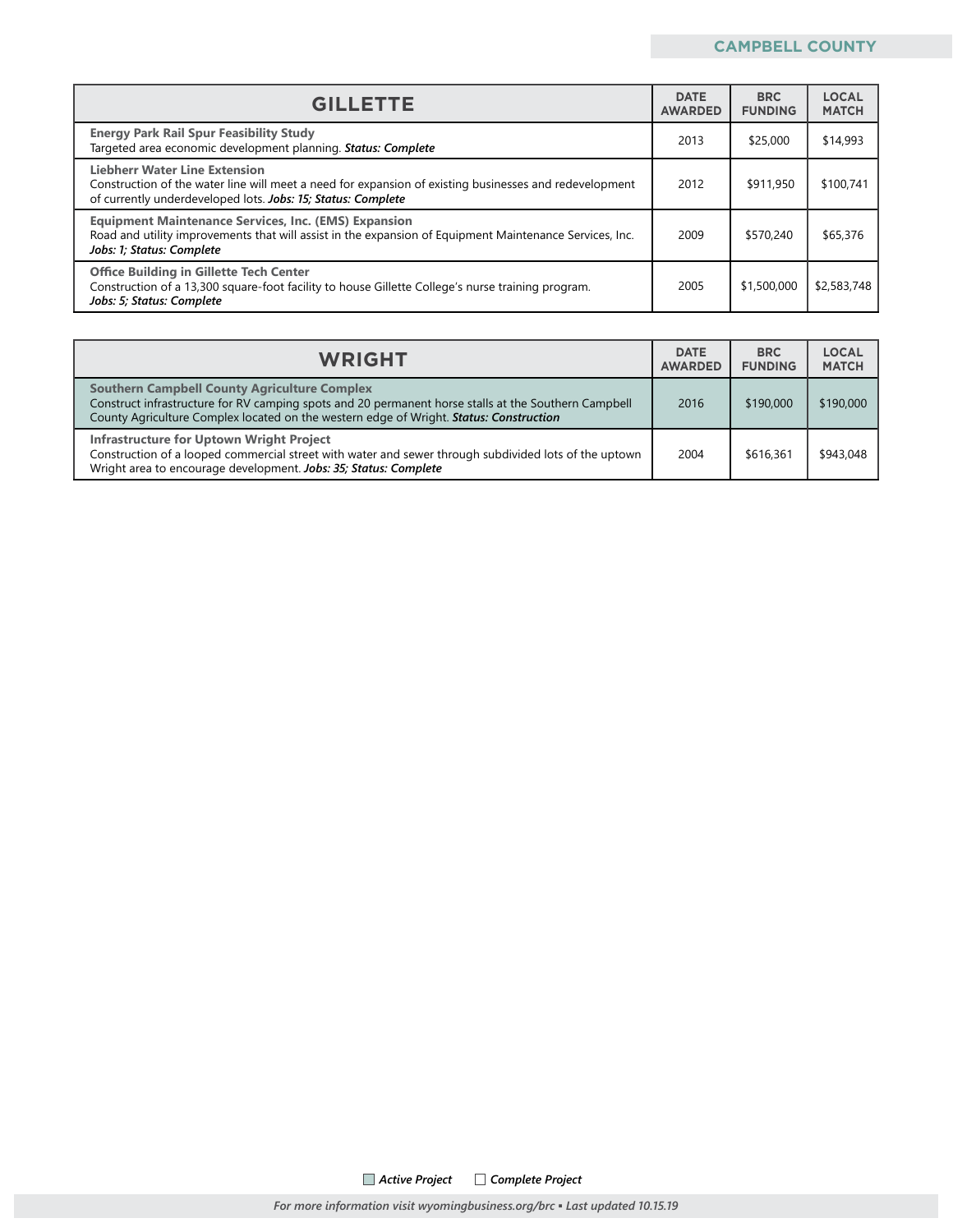## CAMPBELL COUNTY

| GILLETTE | DATE AWARDED | BRC FUNDING | LOCAL MATCH |
|---|---|---|---|
| **Energy Park Rail Spur Feasibility Study**<br>Targeted area economic development planning. ***Status: Complete*** | 2013 | $25,000 | $14,993 |
| **Liebherr Water Line Extension**<br>Construction of the water line will meet a need for expansion of existing businesses and redevelopment of currently underdeveloped lots. ***Jobs: 15; Status: Complete*** | 2012 | $911,950 | $100,741 |
| **Equipment Maintenance Services, Inc. (EMS) Expansion**<br>Road and utility improvements that will assist in the expansion of Equipment Maintenance Services, Inc. ***Jobs: 1; Status: Complete*** | 2009 | $570,240 | $65,376 |
| **Office Building in Gillette Tech Center**<br>Construction of a 13,300 square-foot facility to house Gillette College's nurse training program. ***Jobs: 5; Status: Complete*** | 2005 | $1,500,000 | $2,583,748 |

| WRIGHT | DATE AWARDED | BRC FUNDING | LOCAL MATCH |
|---|---|---|---|
| **Southern Campbell County Agriculture Complex**<br>Construct infrastructure for RV camping spots and 20 permanent horse stalls at the Southern Campbell County Agriculture Complex located on the western edge of Wright. ***Status: Construction*** | 2016 | $190,000 | $190,000 |
| **Infrastructure for Uptown Wright Project**<br>Construction of a looped commercial street with water and sewer through subdivided lots of the uptown Wright area to encourage development. ***Jobs: 35; Status: Complete*** | 2004 | $616,361 | $943,048 |

*Active Project* *Complete Project*

*For more information visit wyomingbusiness.org/brc ▪ Last updated 10.15.19*